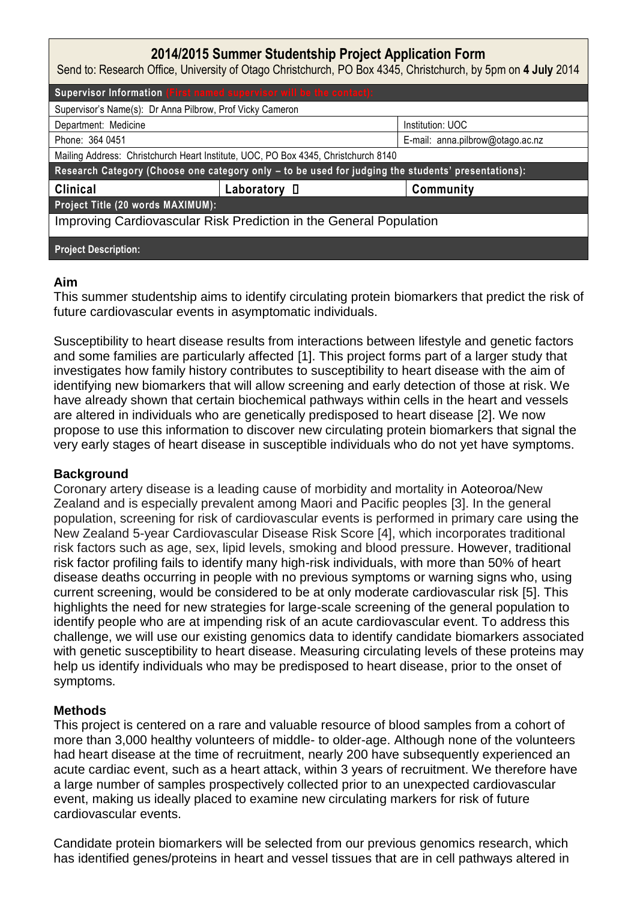# 2014/2015 Summer Studentship Project Application Form

Send to: Research Office, University of Otago Christchurch, PO Box 4345, Christchurch, by 5pm on **4 July** 2014

| **Supervisor Information** (First named supervisor will be the contact): | | |
|---|---|---|
| Supervisor's Name(s): Dr Anna Pilbrow, Prof Vicky Cameron | | |
| Department: Medicine | | Institution: UOC |
| Phone: 364 0451 | | E-mail: anna.pilbrow@otago.ac.nz |
| Mailing Address: Christchurch Heart Institute, UOC, PO Box 4345, Christchurch 8140 | | |
| **Research Category (Choose one category only – to be used for judging the students' presentations):** | | |
| **Clinical** | **Laboratory** ☐ | **Community** |
| **Project Title (20 words MAXIMUM):** | | |
| Improving Cardiovascular Risk Prediction in the General Population | | |
| **Project Description:** | | |

## Aim

This summer studentship aims to identify circulating protein biomarkers that predict the risk of future cardiovascular events in asymptomatic individuals.

Susceptibility to heart disease results from interactions between lifestyle and genetic factors and some families are particularly affected [1]. This project forms part of a larger study that investigates how family history contributes to susceptibility to heart disease with the aim of identifying new biomarkers that will allow screening and early detection of those at risk. We have already shown that certain biochemical pathways within cells in the heart and vessels are altered in individuals who are genetically predisposed to heart disease [2]. We now propose to use this information to discover new circulating protein biomarkers that signal the very early stages of heart disease in susceptible individuals who do not yet have symptoms.

## Background

Coronary artery disease is a leading cause of morbidity and mortality in Aoteoroa/New Zealand and is especially prevalent among Maori and Pacific peoples [3]. In the general population, screening for risk of cardiovascular events is performed in primary care using the New Zealand 5-year Cardiovascular Disease Risk Score [4], which incorporates traditional risk factors such as age, sex, lipid levels, smoking and blood pressure. However, traditional risk factor profiling fails to identify many high-risk individuals, with more than 50% of heart disease deaths occurring in people with no previous symptoms or warning signs who, using current screening, would be considered to be at only moderate cardiovascular risk [5]. This highlights the need for new strategies for large-scale screening of the general population to identify people who are at impending risk of an acute cardiovascular event. To address this challenge, we will use our existing genomics data to identify candidate biomarkers associated with genetic susceptibility to heart disease. Measuring circulating levels of these proteins may help us identify individuals who may be predisposed to heart disease, prior to the onset of symptoms.

## Methods

This project is centered on a rare and valuable resource of blood samples from a cohort of more than 3,000 healthy volunteers of middle- to older-age. Although none of the volunteers had heart disease at the time of recruitment, nearly 200 have subsequently experienced an acute cardiac event, such as a heart attack, within 3 years of recruitment. We therefore have a large number of samples prospectively collected prior to an unexpected cardiovascular event, making us ideally placed to examine new circulating markers for risk of future cardiovascular events.

Candidate protein biomarkers will be selected from our previous genomics research, which has identified genes/proteins in heart and vessel tissues that are in cell pathways altered in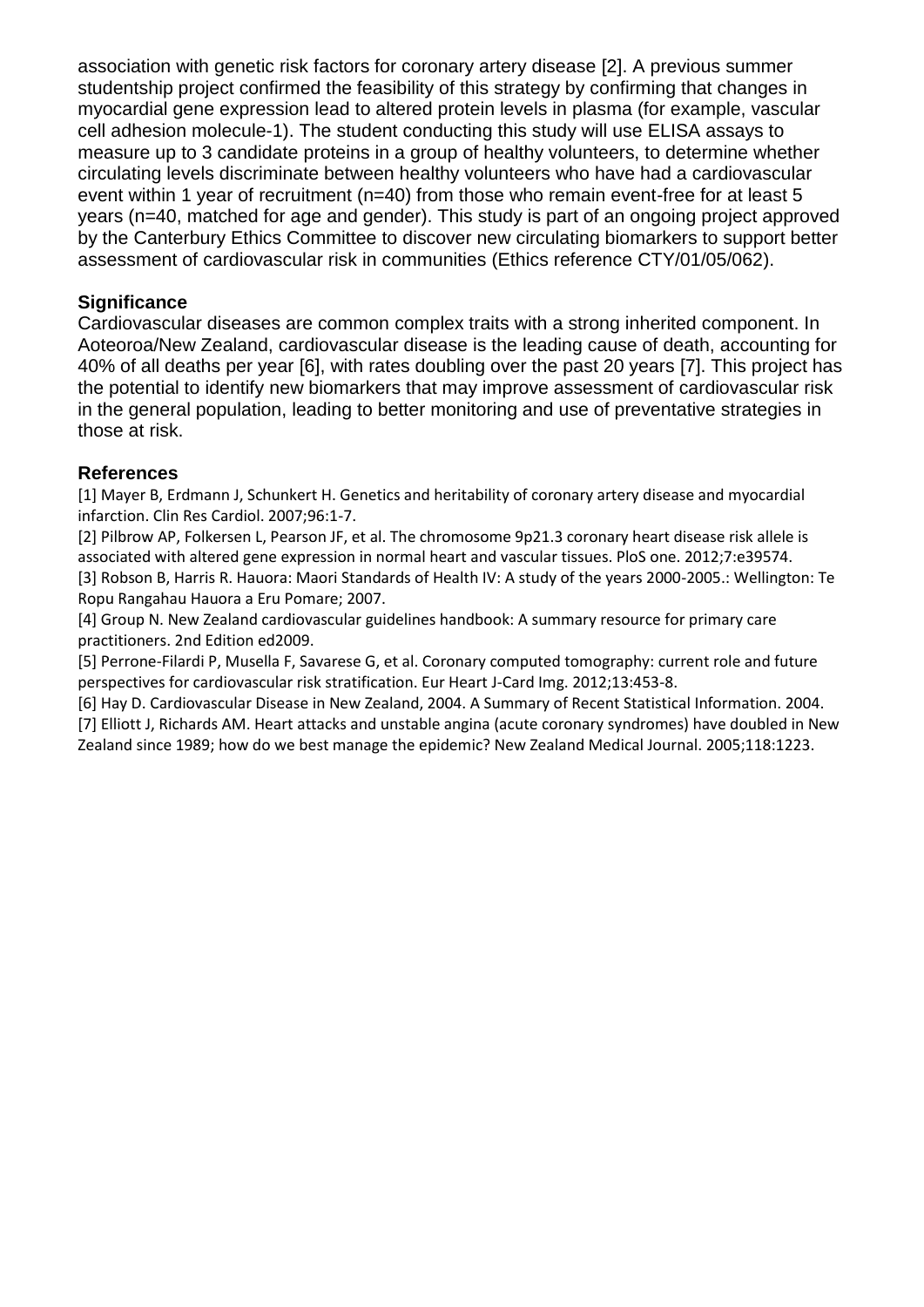association with genetic risk factors for coronary artery disease [2]. A previous summer studentship project confirmed the feasibility of this strategy by confirming that changes in myocardial gene expression lead to altered protein levels in plasma (for example, vascular cell adhesion molecule-1). The student conducting this study will use ELISA assays to measure up to 3 candidate proteins in a group of healthy volunteers, to determine whether circulating levels discriminate between healthy volunteers who have had a cardiovascular event within 1 year of recruitment (n=40) from those who remain event-free for at least 5 years (n=40, matched for age and gender). This study is part of an ongoing project approved by the Canterbury Ethics Committee to discover new circulating biomarkers to support better assessment of cardiovascular risk in communities (Ethics reference CTY/01/05/062).

**Significance**

Cardiovascular diseases are common complex traits with a strong inherited component. In Aoteoroa/New Zealand, cardiovascular disease is the leading cause of death, accounting for 40% of all deaths per year [6], with rates doubling over the past 20 years [7]. This project has the potential to identify new biomarkers that may improve assessment of cardiovascular risk in the general population, leading to better monitoring and use of preventative strategies in those at risk.

**References**

[1] Mayer B, Erdmann J, Schunkert H. Genetics and heritability of coronary artery disease and myocardial infarction. Clin Res Cardiol. 2007;96:1-7.

[2] Pilbrow AP, Folkersen L, Pearson JF, et al. The chromosome 9p21.3 coronary heart disease risk allele is associated with altered gene expression in normal heart and vascular tissues. PloS one. 2012;7:e39574.

[3] Robson B, Harris R. Hauora: Maori Standards of Health IV: A study of the years 2000-2005.: Wellington: Te Ropu Rangahau Hauora a Eru Pomare; 2007.

[4] Group N. New Zealand cardiovascular guidelines handbook: A summary resource for primary care practitioners. 2nd Edition ed2009.

[5] Perrone-Filardi P, Musella F, Savarese G, et al. Coronary computed tomography: current role and future perspectives for cardiovascular risk stratification. Eur Heart J-Card Img. 2012;13:453-8.

[6] Hay D. Cardiovascular Disease in New Zealand, 2004. A Summary of Recent Statistical Information. 2004.

[7] Elliott J, Richards AM. Heart attacks and unstable angina (acute coronary syndromes) have doubled in New Zealand since 1989; how do we best manage the epidemic? New Zealand Medical Journal. 2005;118:1223.